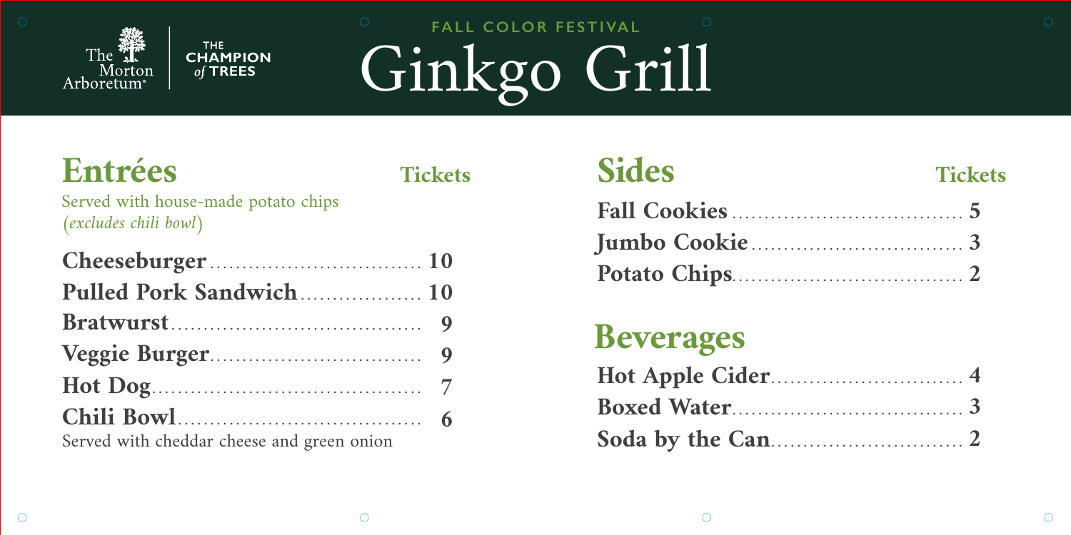The Morton Arboretum | THE CHAMPION *of* TREES

FALL COLOR FESTIVAL

# Ginkgo Grill

## Entrées

Served with house-made potato chips *(excludes chili bowl)*

| Item | Tickets |
|---|---|
| **Cheeseburger** | **10** |
| **Pulled Pork Sandwich** | **10** |
| **Bratwurst** | **9** |
| **Veggie Burger** | **9** |
| **Hot Dog** | **7** |
| **Chili Bowl** | **6** |

Served with cheddar cheese and green onion

## Sides

| Item | Tickets |
|---|---|
| **Fall Cookies** | **5** |
| **Jumbo Cookie** | **3** |
| **Potato Chips** | **2** |

## Beverages

| Item | Tickets |
|---|---|
| **Hot Apple Cider** | **4** |
| **Boxed Water** | **3** |
| **Soda by the Can** | **2** |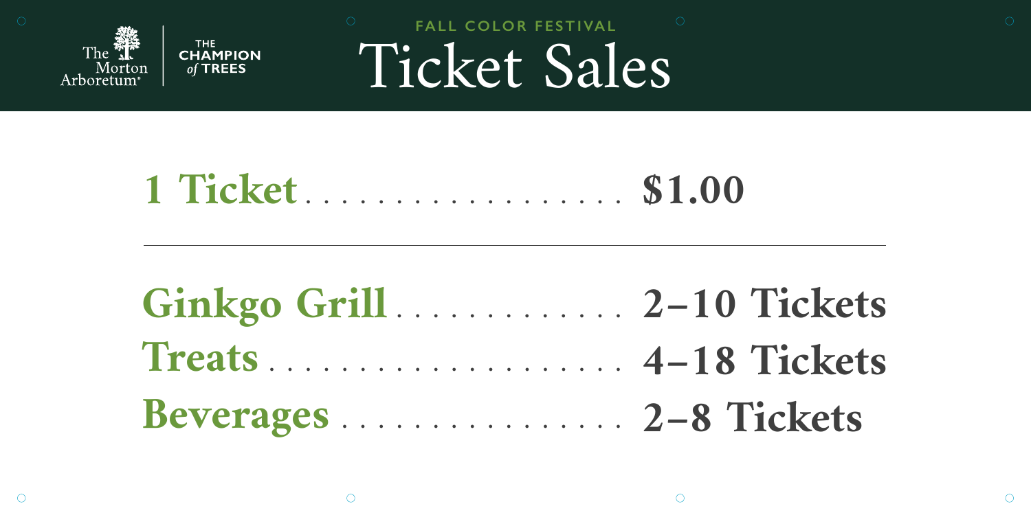The Morton Arboretum | THE CHAMPION of TREES

FALL COLOR FESTIVAL

# Ticket Sales

## 1 Ticket . . . . . . . . . . . . . . . . . . . $1.00

---

## Ginkgo Grill . . . . . . . . . . . . . 2–10 Tickets

## Treats . . . . . . . . . . . . . . . . . . . . 4–18 Tickets

## Beverages . . . . . . . . . . . . . . . . 2–8 Tickets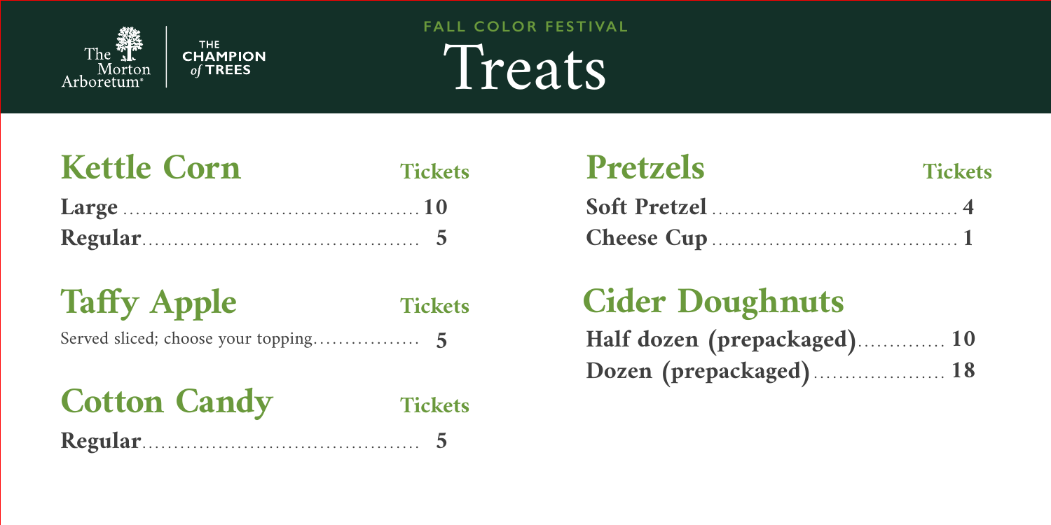The Morton Arboretum | THE CHAMPION of TREES

FALL COLOR FESTIVAL

# Treats

## Kettle Corn

| Item | Tickets |
| --- | --- |
| **Large** | **10** |
| **Regular** | **5** |

## Taffy Apple

| Item | Tickets |
| --- | --- |
| Served sliced; choose your topping | **5** |

## Cotton Candy

| Item | Tickets |
| --- | --- |
| **Regular** | **5** |

## Pretzels

| Item | Tickets |
| --- | --- |
| **Soft Pretzel** | **4** |
| **Cheese Cup** | **1** |

## Cider Doughnuts

| Item | Tickets |
| --- | --- |
| **Half dozen (prepackaged)** | **10** |
| **Dozen (prepackaged)** | **18** |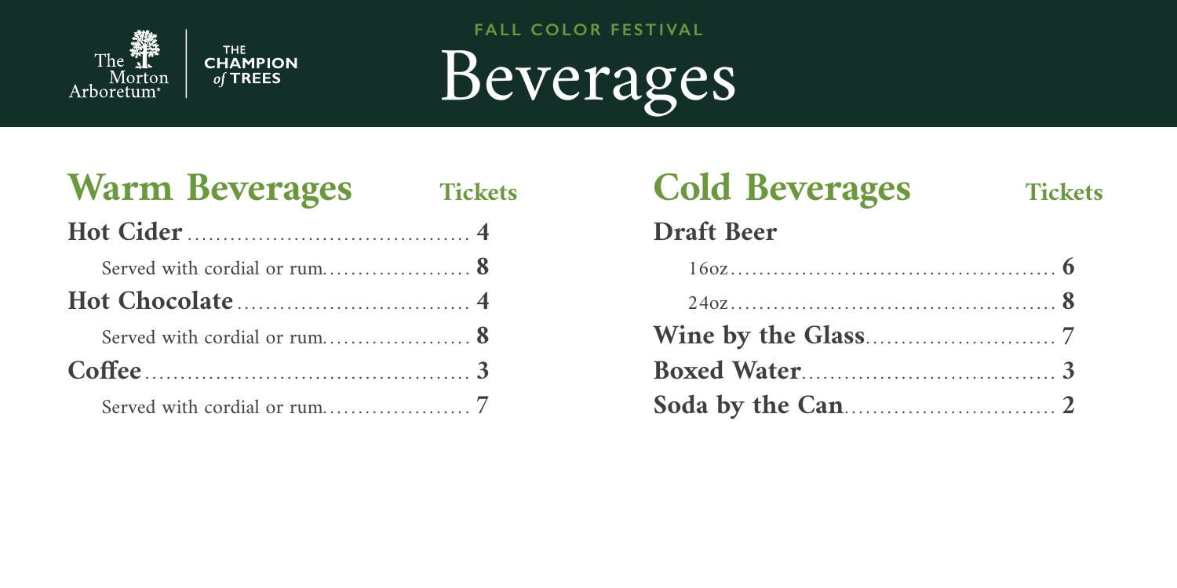The Morton Arboretum | THE CHAMPION of TREES

FALL COLOR FESTIVAL

# Beverages

## Warm Beverages

| Item | Tickets |
| --- | --- |
| **Hot Cider** | **4** |
| Served with cordial or rum | **8** |
| **Hot Chocolate** | 4 |
| Served with cordial or rum | **8** |
| **Coffee** | **3** |
| Served with cordial or rum | 7 |

## Cold Beverages

| Item | Tickets |
| --- | --- |
| **Draft Beer** | |
| 16oz | **6** |
| 24oz | **8** |
| **Wine by the Glass** | 7 |
| **Boxed Water** | **3** |
| **Soda by the Can** | **2** |